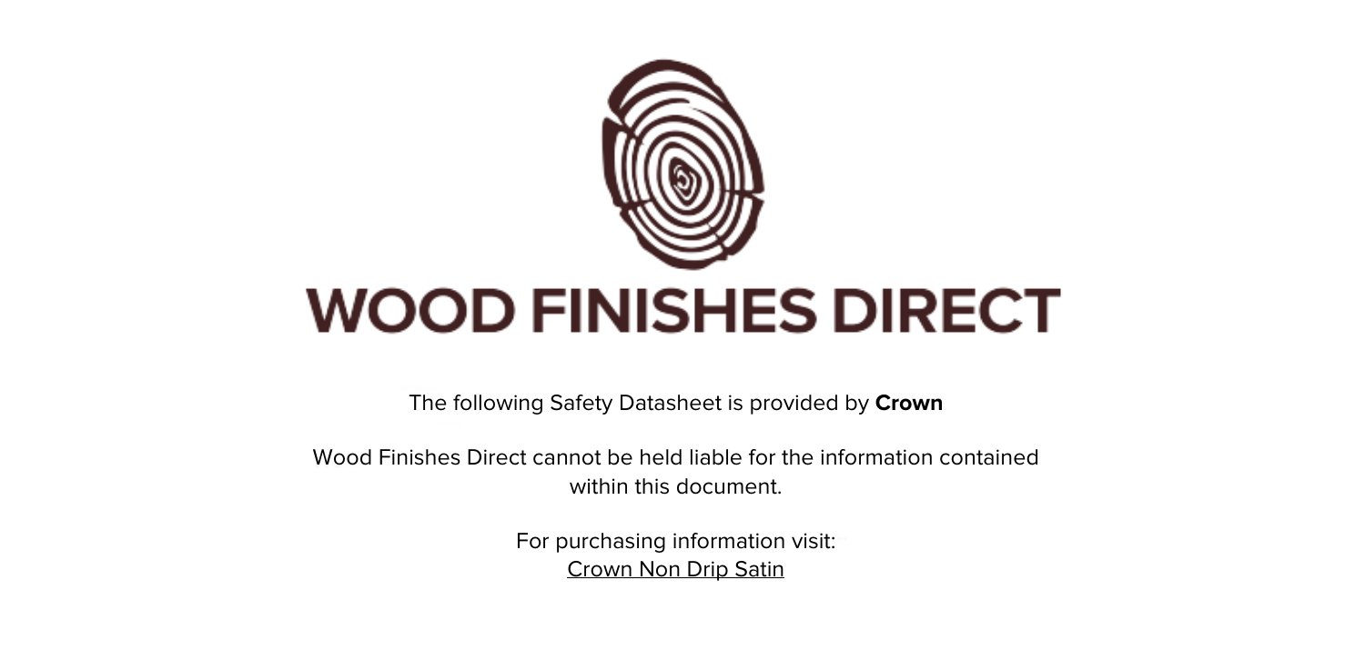# WOOD FINISHES DIRECT

The following Safety Datasheet is provided by **Crown**

Wood Finishes Direct cannot be held liable for the information contained within this document.

For purchasing information visit:
Crown Non Drip Satin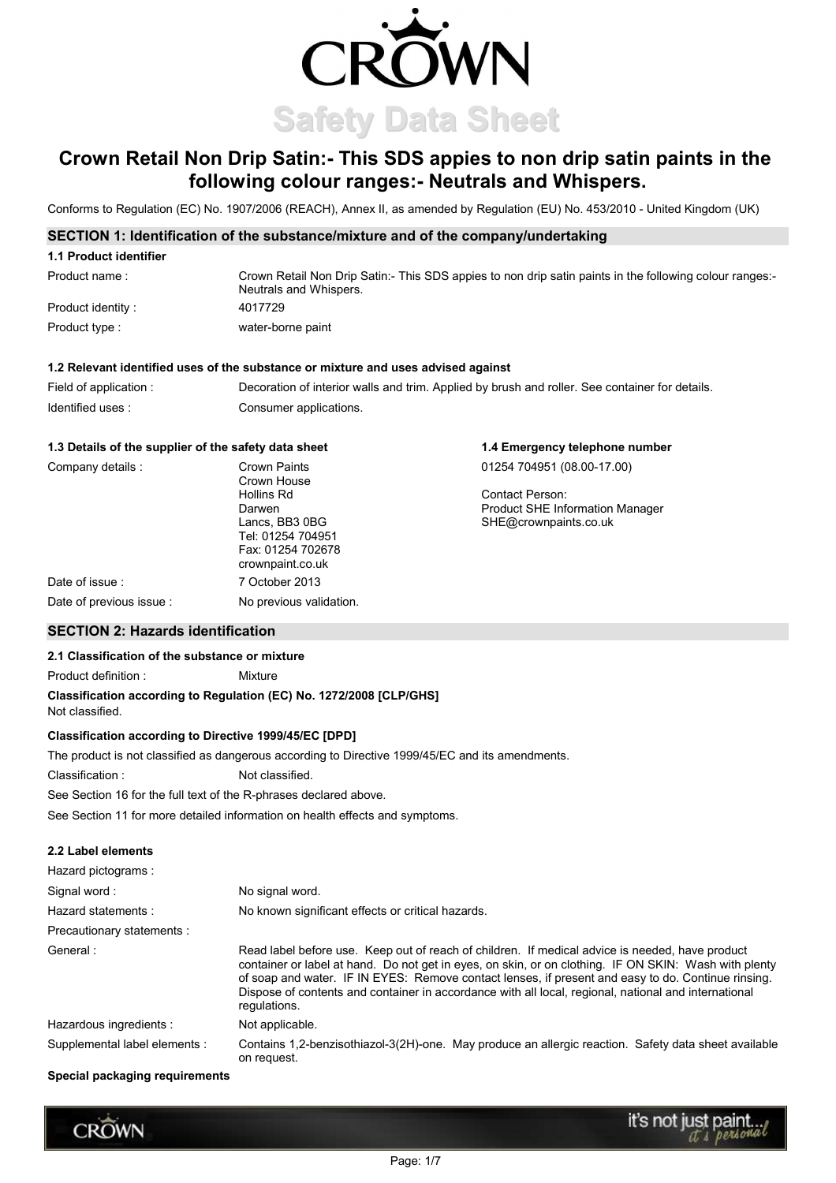# CROWN

## Safety Data Sheet

# Crown Retail Non Drip Satin:- This SDS appies to non drip satin paints in the following colour ranges:- Neutrals and Whispers.

Conforms to Regulation (EC) No. 1907/2006 (REACH), Annex II, as amended by Regulation (EU) No. 453/2010 - United Kingdom (UK)

## SECTION 1: Identification of the substance/mixture and of the company/undertaking

### 1.1 Product identifier

| | |
|---|---|
| Product name : | Crown Retail Non Drip Satin:- This SDS appies to non drip satin paints in the following colour ranges:- Neutrals and Whispers. |
| Product identity : | 4017729 |
| Product type : | water-borne paint |

### 1.2 Relevant identified uses of the substance or mixture and uses advised against

| | |
|---|---|
| Field of application : | Decoration of interior walls and trim. Applied by brush and roller. See container for details. |
| Identified uses : | Consumer applications. |

### 1.3 Details of the supplier of the safety data sheet

Company details :

Crown Paints
Crown House
Hollins Rd
Darwen
Lancs, BB3 0BG
Tel: 01254 704951
Fax: 01254 702678
crownpaint.co.uk

### 1.4 Emergency telephone number

01254 704951 (08.00-17.00)

Contact Person:
Product SHE Information Manager
SHE@crownpaints.co.uk

| | |
|---|---|
| Date of issue : | 7 October 2013 |
| Date of previous issue : | No previous validation. |

## SECTION 2: Hazards identification

### 2.1 Classification of the substance or mixture

Product definition : Mixture

**Classification according to Regulation (EC) No. 1272/2008 [CLP/GHS]**

Not classified.

**Classification according to Directive 1999/45/EC [DPD]**

The product is not classified as dangerous according to Directive 1999/45/EC and its amendments.

Classification : Not classified.

See Section 16 for the full text of the R-phrases declared above.

See Section 11 for more detailed information on health effects and symptoms.

### 2.2 Label elements

| | |
|---|---|
| Hazard pictograms : | |
| Signal word : | No signal word. |
| Hazard statements : | No known significant effects or critical hazards. |
| Precautionary statements : | |
| General : | Read label before use. Keep out of reach of children. If medical advice is needed, have product container or label at hand. Do not get in eyes, on skin, or on clothing. IF ON SKIN: Wash with plenty of soap and water. IF IN EYES: Remove contact lenses, if present and easy to do. Continue rinsing. Dispose of contents and container in accordance with all local, regional, national and international regulations. |
| Hazardous ingredients : | Not applicable. |
| Supplemental label elements : | Contains 1,2-benzisothiazol-3(2H)-one. May produce an allergic reaction. Safety data sheet available on request. |

**Special packaging requirements**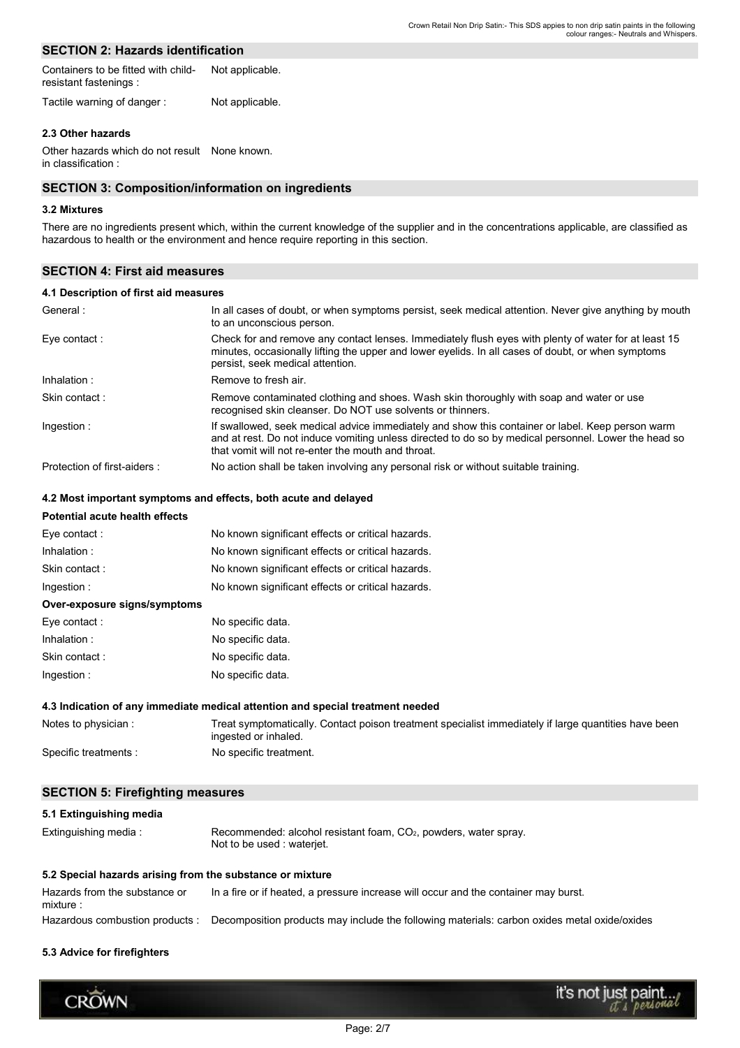## SECTION 2: Hazards identification

| | |
|---|---|
| Containers to be fitted with child-resistant fastenings : | Not applicable. |
| Tactile warning of danger : | Not applicable. |

### 2.3 Other hazards

| | |
|---|---|
| Other hazards which do not result in classification : | None known. |

## SECTION 3: Composition/information on ingredients

### 3.2 Mixtures

There are no ingredients present which, within the current knowledge of the supplier and in the concentrations applicable, are classified as hazardous to health or the environment and hence require reporting in this section.

## SECTION 4: First aid measures

### 4.1 Description of first aid measures

| | |
|---|---|
| General : | In all cases of doubt, or when symptoms persist, seek medical attention. Never give anything by mouth to an unconscious person. |
| Eye contact : | Check for and remove any contact lenses. Immediately flush eyes with plenty of water for at least 15 minutes, occasionally lifting the upper and lower eyelids. In all cases of doubt, or when symptoms persist, seek medical attention. |
| Inhalation : | Remove to fresh air. |
| Skin contact : | Remove contaminated clothing and shoes. Wash skin thoroughly with soap and water or use recognised skin cleanser. Do NOT use solvents or thinners. |
| Ingestion : | If swallowed, seek medical advice immediately and show this container or label. Keep person warm and at rest. Do not induce vomiting unless directed to do so by medical personnel. Lower the head so that vomit will not re-enter the mouth and throat. |
| Protection of first-aiders : | No action shall be taken involving any personal risk or without suitable training. |

### 4.2 Most important symptoms and effects, both acute and delayed

**Potential acute health effects**

| | |
|---|---|
| Eye contact : | No known significant effects or critical hazards. |
| Inhalation : | No known significant effects or critical hazards. |
| Skin contact : | No known significant effects or critical hazards. |
| Ingestion : | No known significant effects or critical hazards. |

**Over-exposure signs/symptoms**

| | |
|---|---|
| Eye contact : | No specific data. |
| Inhalation : | No specific data. |
| Skin contact : | No specific data. |
| Ingestion : | No specific data. |

### 4.3 Indication of any immediate medical attention and special treatment needed

| | |
|---|---|
| Notes to physician : | Treat symptomatically. Contact poison treatment specialist immediately if large quantities have been ingested or inhaled. |
| Specific treatments : | No specific treatment. |

## SECTION 5: Firefighting measures

### 5.1 Extinguishing media

| | |
|---|---|
| Extinguishing media : | Recommended: alcohol resistant foam, $CO_2$, powders, water spray.<br>Not to be used : waterjet. |

### 5.2 Special hazards arising from the substance or mixture

| | |
|---|---|
| Hazards from the substance or mixture : | In a fire or if heated, a pressure increase will occur and the container may burst. |
| Hazardous combustion products : | Decomposition products may include the following materials: carbon oxides metal oxide/oxides |

### 5.3 Advice for firefighters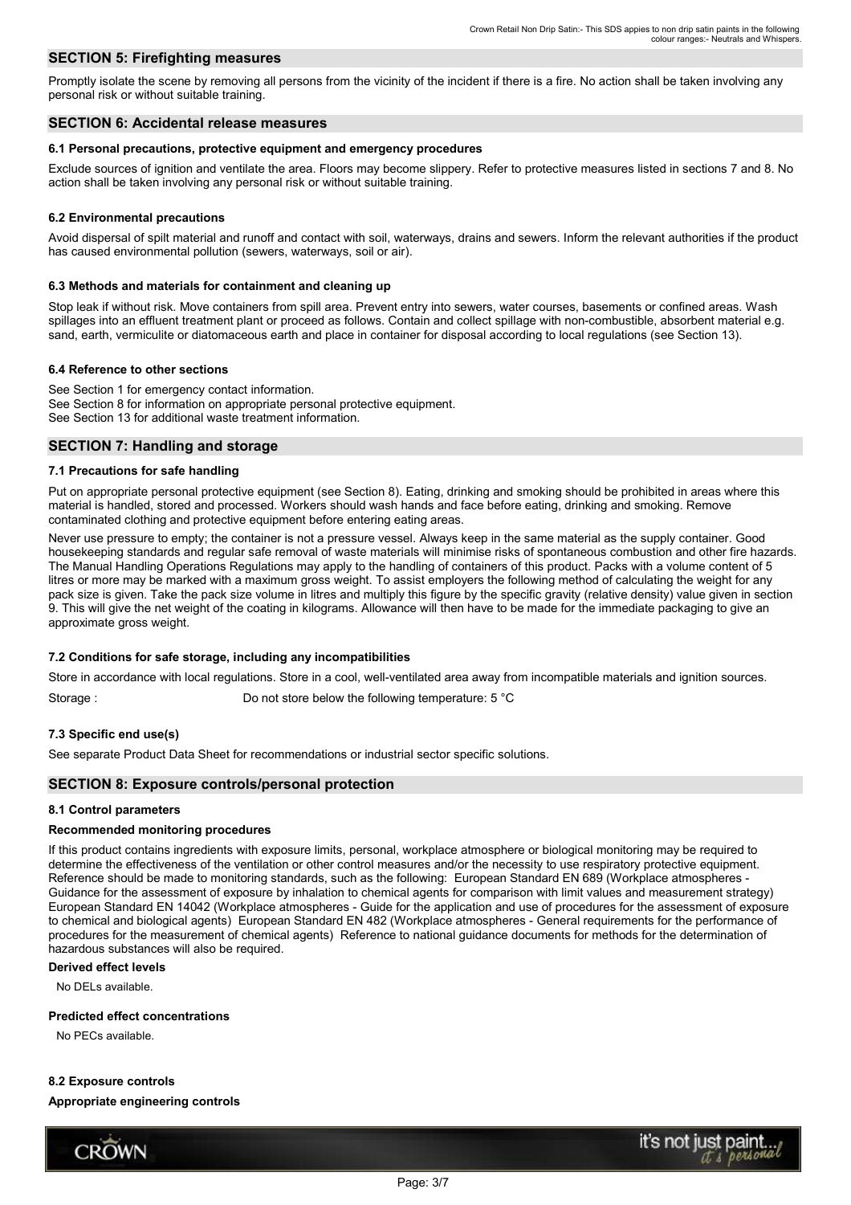## SECTION 5: Firefighting measures

Promptly isolate the scene by removing all persons from the vicinity of the incident if there is a fire. No action shall be taken involving any personal risk or without suitable training.

## SECTION 6: Accidental release measures

### 6.1 Personal precautions, protective equipment and emergency procedures

Exclude sources of ignition and ventilate the area. Floors may become slippery. Refer to protective measures listed in sections 7 and 8. No action shall be taken involving any personal risk or without suitable training.

### 6.2 Environmental precautions

Avoid dispersal of spilt material and runoff and contact with soil, waterways, drains and sewers. Inform the relevant authorities if the product has caused environmental pollution (sewers, waterways, soil or air).

### 6.3 Methods and materials for containment and cleaning up

Stop leak if without risk. Move containers from spill area. Prevent entry into sewers, water courses, basements or confined areas. Wash spillages into an effluent treatment plant or proceed as follows. Contain and collect spillage with non-combustible, absorbent material e.g. sand, earth, vermiculite or diatomaceous earth and place in container for disposal according to local regulations (see Section 13).

### 6.4 Reference to other sections

See Section 1 for emergency contact information.
See Section 8 for information on appropriate personal protective equipment.
See Section 13 for additional waste treatment information.

## SECTION 7: Handling and storage

### 7.1 Precautions for safe handling

Put on appropriate personal protective equipment (see Section 8). Eating, drinking and smoking should be prohibited in areas where this material is handled, stored and processed. Workers should wash hands and face before eating, drinking and smoking. Remove contaminated clothing and protective equipment before entering eating areas.

Never use pressure to empty; the container is not a pressure vessel. Always keep in the same material as the supply container. Good housekeeping standards and regular safe removal of waste materials will minimise risks of spontaneous combustion and other fire hazards. The Manual Handling Operations Regulations may apply to the handling of containers of this product. Packs with a volume content of 5 litres or more may be marked with a maximum gross weight. To assist employers the following method of calculating the weight for any pack size is given. Take the pack size volume in litres and multiply this figure by the specific gravity (relative density) value given in section 9. This will give the net weight of the coating in kilograms. Allowance will then have to be made for the immediate packaging to give an approximate gross weight.

### 7.2 Conditions for safe storage, including any incompatibilities

Store in accordance with local regulations. Store in a cool, well-ventilated area away from incompatible materials and ignition sources.

Storage : Do not store below the following temperature: 5 °C

### 7.3 Specific end use(s)

See separate Product Data Sheet for recommendations or industrial sector specific solutions.

## SECTION 8: Exposure controls/personal protection

### 8.1 Control parameters

**Recommended monitoring procedures**

If this product contains ingredients with exposure limits, personal, workplace atmosphere or biological monitoring may be required to determine the effectiveness of the ventilation or other control measures and/or the necessity to use respiratory protective equipment. Reference should be made to monitoring standards, such as the following: European Standard EN 689 (Workplace atmospheres - Guidance for the assessment of exposure by inhalation to chemical agents for comparison with limit values and measurement strategy) European Standard EN 14042 (Workplace atmospheres - Guide for the application and use of procedures for the assessment of exposure to chemical and biological agents) European Standard EN 482 (Workplace atmospheres - General requirements for the performance of procedures for the measurement of chemical agents) Reference to national guidance documents for methods for the determination of hazardous substances will also be required.

**Derived effect levels**

No DELs available.

**Predicted effect concentrations**

No PECs available.

### 8.2 Exposure controls

**Appropriate engineering controls**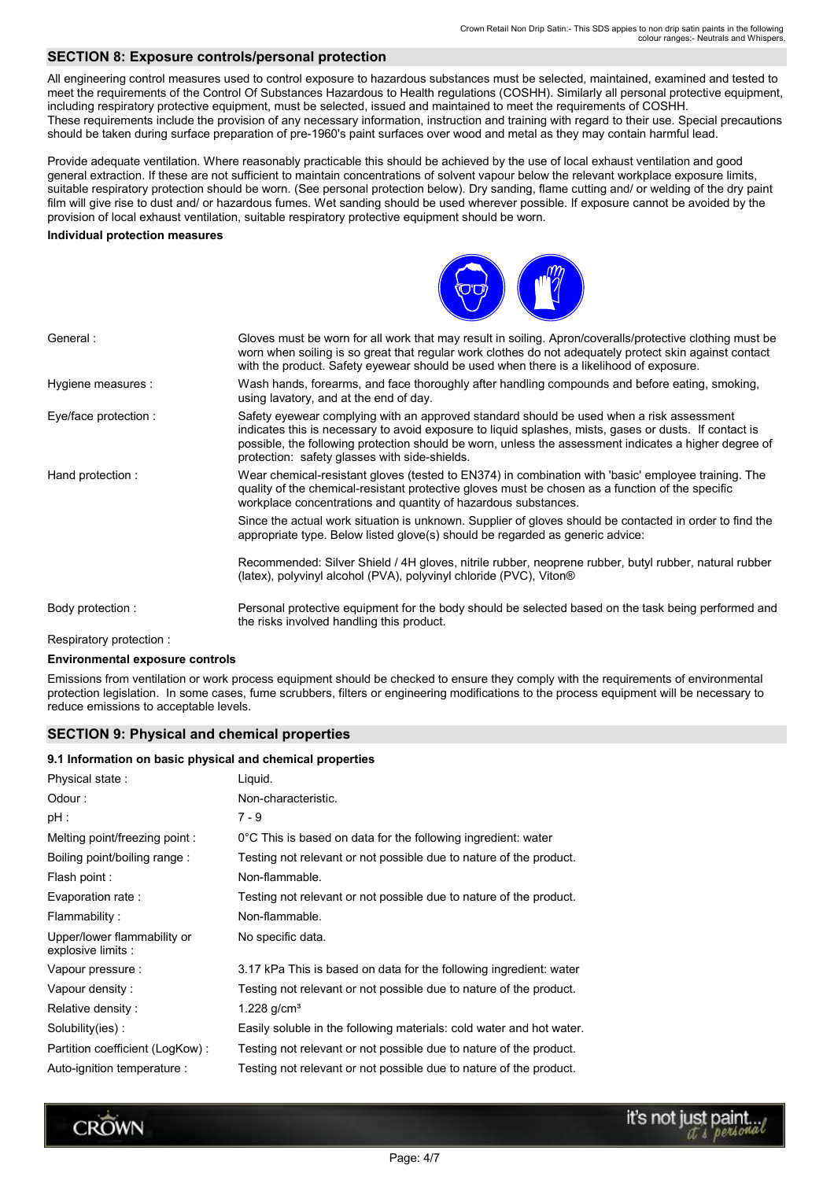## SECTION 8: Exposure controls/personal protection

All engineering control measures used to control exposure to hazardous substances must be selected, maintained, examined and tested to meet the requirements of the Control Of Substances Hazardous to Health regulations (COSHH). Similarly all personal protective equipment, including respiratory protective equipment, must be selected, issued and maintained to meet the requirements of COSHH.
These requirements include the provision of any necessary information, instruction and training with regard to their use. Special precautions should be taken during surface preparation of pre-1960's paint surfaces over wood and metal as they may contain harmful lead.

Provide adequate ventilation. Where reasonably practicable this should be achieved by the use of local exhaust ventilation and good general extraction. If these are not sufficient to maintain concentrations of solvent vapour below the relevant workplace exposure limits, suitable respiratory protection should be worn. (See personal protection below). Dry sanding, flame cutting and/ or welding of the dry paint film will give rise to dust and/ or hazardous fumes. Wet sanding should be used wherever possible. If exposure cannot be avoided by the provision of local exhaust ventilation, suitable respiratory protective equipment should be worn.

**Individual protection measures**

| | |
|---|---|
| General : | Gloves must be worn for all work that may result in soiling. Apron/coveralls/protective clothing must be worn when soiling is so great that regular work clothes do not adequately protect skin against contact with the product. Safety eyewear should be used when there is a likelihood of exposure. |
| Hygiene measures : | Wash hands, forearms, and face thoroughly after handling compounds and before eating, smoking, using lavatory, and at the end of day. |
| Eye/face protection : | Safety eyewear complying with an approved standard should be used when a risk assessment indicates this is necessary to avoid exposure to liquid splashes, mists, gases or dusts. If contact is possible, the following protection should be worn, unless the assessment indicates a higher degree of protection: safety glasses with side-shields. |
| Hand protection : | Wear chemical-resistant gloves (tested to EN374) in combination with 'basic' employee training. The quality of the chemical-resistant protective gloves must be chosen as a function of the specific workplace concentrations and quantity of hazardous substances. Since the actual work situation is unknown. Supplier of gloves should be contacted in order to find the appropriate type. Below listed glove(s) should be regarded as generic advice: Recommended: Silver Shield / 4H gloves, nitrile rubber, neoprene rubber, butyl rubber, natural rubber (latex), polyvinyl alcohol (PVA), polyvinyl chloride (PVC), Viton® |
| Body protection : | Personal protective equipment for the body should be selected based on the task being performed and the risks involved handling this product. |
| Respiratory protection : | |

**Environmental exposure controls**

Emissions from ventilation or work process equipment should be checked to ensure they comply with the requirements of environmental protection legislation. In some cases, fume scrubbers, filters or engineering modifications to the process equipment will be necessary to reduce emissions to acceptable levels.

## SECTION 9: Physical and chemical properties

**9.1 Information on basic physical and chemical properties**

| | |
|---|---|
| Physical state : | Liquid. |
| Odour : | Non-characteristic. |
| pH : | 7 - 9 |
| Melting point/freezing point : | 0°C This is based on data for the following ingredient: water |
| Boiling point/boiling range : | Testing not relevant or not possible due to nature of the product. |
| Flash point : | Non-flammable. |
| Evaporation rate : | Testing not relevant or not possible due to nature of the product. |
| Flammability : | Non-flammable. |
| Upper/lower flammability or explosive limits : | No specific data. |
| Vapour pressure : | 3.17 kPa This is based on data for the following ingredient: water |
| Vapour density : | Testing not relevant or not possible due to nature of the product. |
| Relative density : | 1.228 g/cm³ |
| Solubility(ies) : | Easily soluble in the following materials: cold water and hot water. |
| Partition coefficient (LogKow) : | Testing not relevant or not possible due to nature of the product. |
| Auto-ignition temperature : | Testing not relevant or not possible due to nature of the product. |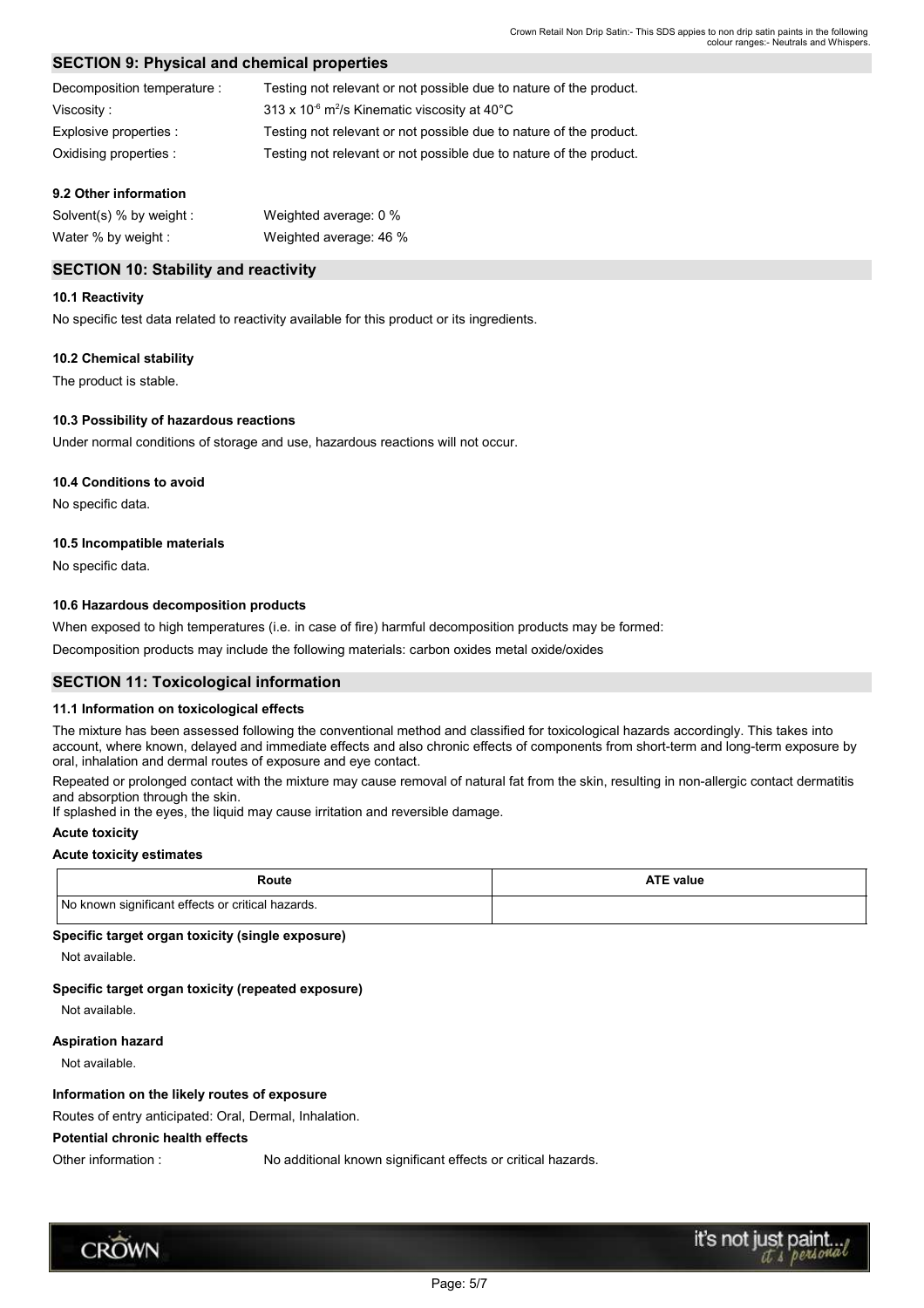## SECTION 9: Physical and chemical properties

Decomposition temperature : Testing not relevant or not possible due to nature of the product.

Viscosity : $313 \times 10^{-6}$ $m^2/s$ Kinematic viscosity at 40°C

Explosive properties : Testing not relevant or not possible due to nature of the product.

Oxidising properties : Testing not relevant or not possible due to nature of the product.

### 9.2 Other information

Solvent(s) % by weight : Weighted average: 0 %

Water % by weight : Weighted average: 46 %

## SECTION 10: Stability and reactivity

### 10.1 Reactivity

No specific test data related to reactivity available for this product or its ingredients.

### 10.2 Chemical stability

The product is stable.

### 10.3 Possibility of hazardous reactions

Under normal conditions of storage and use, hazardous reactions will not occur.

### 10.4 Conditions to avoid

No specific data.

### 10.5 Incompatible materials

No specific data.

### 10.6 Hazardous decomposition products

When exposed to high temperatures (i.e. in case of fire) harmful decomposition products may be formed:

Decomposition products may include the following materials: carbon oxides metal oxide/oxides

## SECTION 11: Toxicological information

### 11.1 Information on toxicological effects

The mixture has been assessed following the conventional method and classified for toxicological hazards accordingly. This takes into account, where known, delayed and immediate effects and also chronic effects of components from short-term and long-term exposure by oral, inhalation and dermal routes of exposure and eye contact.

Repeated or prolonged contact with the mixture may cause removal of natural fat from the skin, resulting in non-allergic contact dermatitis and absorption through the skin.

If splashed in the eyes, the liquid may cause irritation and reversible damage.

**Acute toxicity**

**Acute toxicity estimates**

| Route | ATE value |
| --- | --- |
| No known significant effects or critical hazards. | |

**Specific target organ toxicity (single exposure)**

Not available.

**Specific target organ toxicity (repeated exposure)**

Not available.

**Aspiration hazard**

Not available.

**Information on the likely routes of exposure**

Routes of entry anticipated: Oral, Dermal, Inhalation.

**Potential chronic health effects**

Other information : No additional known significant effects or critical hazards.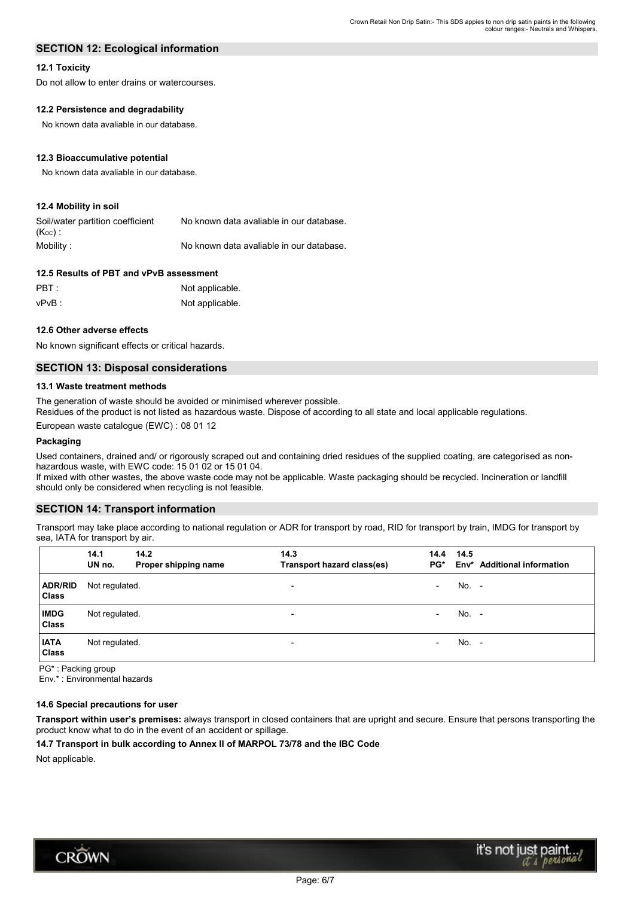## SECTION 12: Ecological information

### 12.1 Toxicity

Do not allow to enter drains or watercourses.

### 12.2 Persistence and degradability

No known data avaliable in our database.

### 12.3 Bioaccumulative potential

No known data avaliable in our database.

### 12.4 Mobility in soil

| | |
|---|---|
| Soil/water partition coefficient ($K_{OC}$) : | No known data avaliable in our database. |
| Mobility : | No known data avaliable in our database. |

### 12.5 Results of PBT and vPvB assessment

| | |
|---|---|
| PBT : | Not applicable. |
| vPvB : | Not applicable. |

### 12.6 Other adverse effects

No known significant effects or critical hazards.

## SECTION 13: Disposal considerations

### 13.1 Waste treatment methods

The generation of waste should be avoided or minimised wherever possible.
Residues of the product is not listed as hazardous waste. Dispose of according to all state and local applicable regulations.

European waste catalogue (EWC) : 08 01 12

#### Packaging

Used containers, drained and/ or rigorously scraped out and containing dried residues of the supplied coating, are categorised as non-hazardous waste, with EWC code: 15 01 02 or 15 01 04.
If mixed with other wastes, the above waste code may not be applicable. Waste packaging should be recycled. Incineration or landfill should only be considered when recycling is not feasible.

## SECTION 14: Transport information

Transport may take place according to national regulation or ADR for transport by road, RID for transport by train, IMDG for transport by sea, IATA for transport by air.

| | 14.1 UN no. | 14.2 Proper shipping name | 14.3 Transport hazard class(es) | 14.4 PG* | 14.5 Env* | Additional information |
|---|---|---|---|---|---|---|
| **ADR/RID Class** | Not regulated. | | - | - | No. | - |
| **IMDG Class** | Not regulated. | | - | - | No. | - |
| **IATA Class** | Not regulated. | | - | - | No. | - |

PG* : Packing group
Env.* : Environmental hazards

### 14.6 Special precautions for user

**Transport within user's premises:** always transport in closed containers that are upright and secure. Ensure that persons transporting the product know what to do in the event of an accident or spillage.

### 14.7 Transport in bulk according to Annex II of MARPOL 73/78 and the IBC Code

Not applicable.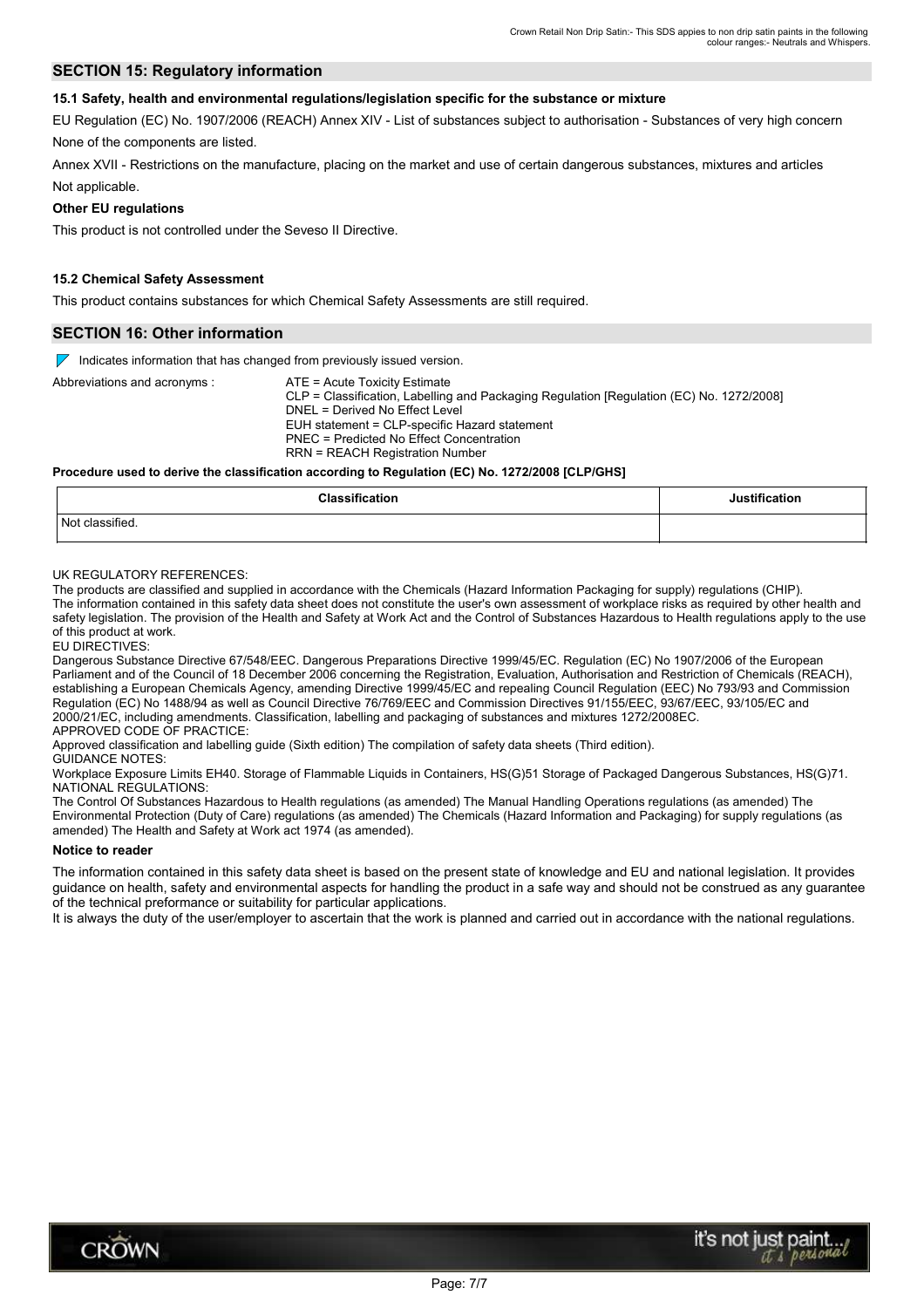## SECTION 15: Regulatory information

### 15.1 Safety, health and environmental regulations/legislation specific for the substance or mixture

EU Regulation (EC) No. 1907/2006 (REACH) Annex XIV - List of substances subject to authorisation - Substances of very high concern

None of the components are listed.

Annex XVII - Restrictions on the manufacture, placing on the market and use of certain dangerous substances, mixtures and articles

Not applicable.

**Other EU regulations**

This product is not controlled under the Seveso II Directive.

### 15.2 Chemical Safety Assessment

This product contains substances for which Chemical Safety Assessments are still required.

## SECTION 16: Other information

Indicates information that has changed from previously issued version.

Abbreviations and acronyms :

ATE = Acute Toxicity Estimate
CLP = Classification, Labelling and Packaging Regulation [Regulation (EC) No. 1272/2008]
DNEL = Derived No Effect Level
EUH statement = CLP-specific Hazard statement
PNEC = Predicted No Effect Concentration
RRN = REACH Registration Number

**Procedure used to derive the classification according to Regulation (EC) No. 1272/2008 [CLP/GHS]**

| Classification | Justification |
| --- | --- |
| Not classified. | |

UK REGULATORY REFERENCES:
The products are classified and supplied in accordance with the Chemicals (Hazard Information Packaging for supply) regulations (CHIP).
The information contained in this safety data sheet does not constitute the user's own assessment of workplace risks as required by other health and safety legislation. The provision of the Health and Safety at Work Act and the Control of Substances Hazardous to Health regulations apply to the use of this product at work.
EU DIRECTIVES:
Dangerous Substance Directive 67/548/EEC. Dangerous Preparations Directive 1999/45/EC. Regulation (EC) No 1907/2006 of the European Parliament and of the Council of 18 December 2006 concerning the Registration, Evaluation, Authorisation and Restriction of Chemicals (REACH), establishing a European Chemicals Agency, amending Directive 1999/45/EC and repealing Council Regulation (EEC) No 793/93 and Commission Regulation (EC) No 1488/94 as well as Council Directive 76/769/EEC and Commission Directives 91/155/EEC, 93/67/EEC, 93/105/EC and 2000/21/EC, including amendments. Classification, labelling and packaging of substances and mixtures 1272/2008EC.
APPROVED CODE OF PRACTICE:
Approved classification and labelling guide (Sixth edition) The compilation of safety data sheets (Third edition).
GUIDANCE NOTES:
Workplace Exposure Limits EH40. Storage of Flammable Liquids in Containers, HS(G)51 Storage of Packaged Dangerous Substances, HS(G)71.
NATIONAL REGULATIONS:
The Control Of Substances Hazardous to Health regulations (as amended) The Manual Handling Operations regulations (as amended) The Environmental Protection (Duty of Care) regulations (as amended) The Chemicals (Hazard Information and Packaging) for supply regulations (as amended) The Health and Safety at Work act 1974 (as amended).

**Notice to reader**

The information contained in this safety data sheet is based on the present state of knowledge and EU and national legislation. It provides guidance on health, safety and environmental aspects for handling the product in a safe way and should not be construed as any guarantee of the technical preformance or suitability for particular applications.
It is always the duty of the user/employer to ascertain that the work is planned and carried out in accordance with the national regulations.